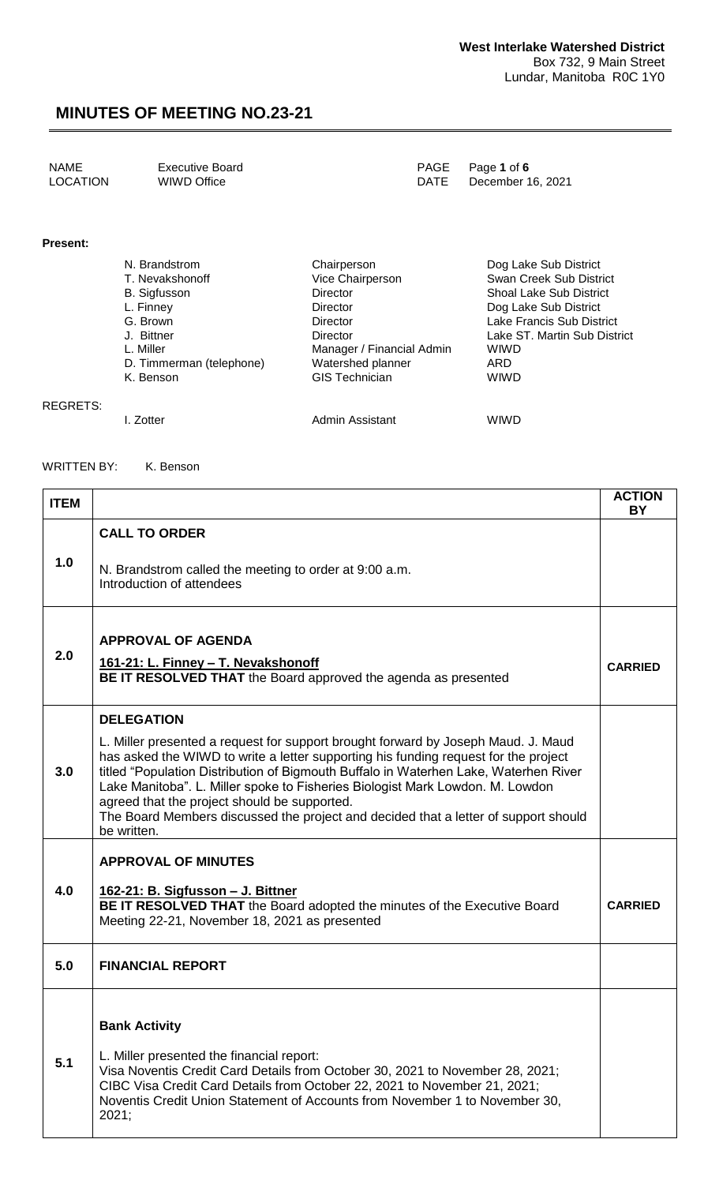**West Interlake Watershed District**
Box 732, 9 Main Street
Lundar, Manitoba R0C 1Y0

# MINUTES OF MEETING NO.23-21

| | | | |
|---|---|---|---|
| NAME | Executive Board | PAGE | Page **1** of **6** |
| LOCATION | WIWD Office | DATE | December 16, 2021 |

**Present:**

| | | |
|---|---|---|
| N. Brandstrom | Chairperson | Dog Lake Sub District |
| T. Nevakshonoff | Vice Chairperson | Swan Creek Sub District |
| B. Sigfusson | Director | Shoal Lake Sub District |
| L. Finney | Director | Dog Lake Sub District |
| G. Brown | Director | Lake Francis Sub District |
| J. Bittner | Director | Lake ST. Martin Sub District |
| L. Miller | Manager / Financial Admin | WIWD |
| D. Timmerman (telephone) | Watershed planner | ARD |
| K. Benson | GIS Technician | WIWD |

REGRETS:

| | | |
|---|---|---|
| I. Zotter | Admin Assistant | WIWD |

WRITTEN BY: K. Benson

| ITEM | | ACTION BY |
|---|---|---|
| 1.0 | **CALL TO ORDER**<br><br>N. Brandstrom called the meeting to order at 9:00 a.m.<br>Introduction of attendees | |
| 2.0 | **APPROVAL OF AGENDA**<br><br>**161-21: L. Finney – T. Nevakshonoff**<br>**BE IT RESOLVED THAT** the Board approved the agenda as presented | **CARRIED** |
| 3.0 | **DELEGATION**<br><br>L. Miller presented a request for support brought forward by Joseph Maud. J. Maud has asked the WIWD to write a letter supporting his funding request for the project titled "Population Distribution of Bigmouth Buffalo in Waterhen Lake, Waterhen River Lake Manitoba". L. Miller spoke to Fisheries Biologist Mark Lowdon. M. Lowdon agreed that the project should be supported.<br>The Board Members discussed the project and decided that a letter of support should be written. | |
| 4.0 | **APPROVAL OF MINUTES**<br><br>**162-21: B. Sigfusson – J. Bittner**<br>**BE IT RESOLVED THAT** the Board adopted the minutes of the Executive Board Meeting 22-21, November 18, 2021 as presented | **CARRIED** |
| 5.0 | **FINANCIAL REPORT** | |
| 5.1 | **Bank Activity**<br><br>L. Miller presented the financial report:<br>Visa Noventis Credit Card Details from October 30, 2021 to November 28, 2021;<br>CIBC Visa Credit Card Details from October 22, 2021 to November 21, 2021;<br>Noventis Credit Union Statement of Accounts from November 1 to November 30, 2021; | |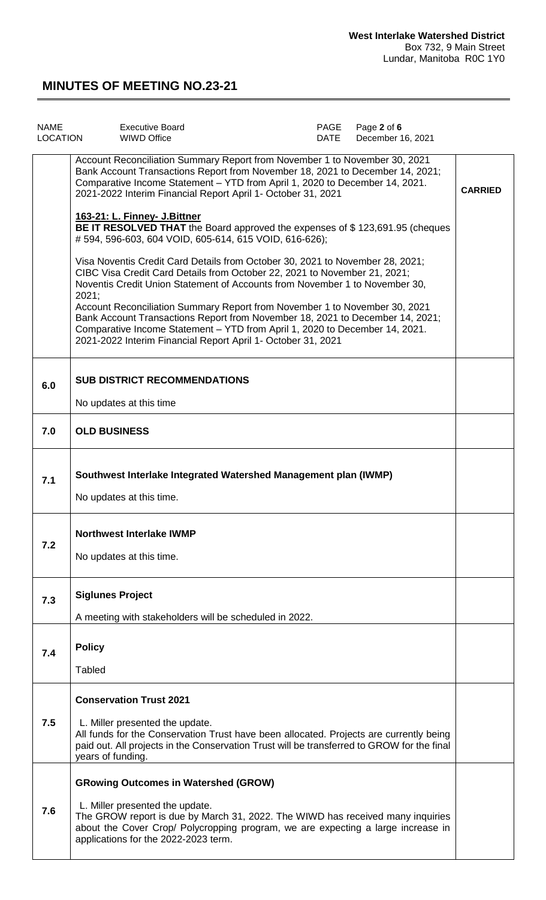| NAME | Executive Board | PAGE | Page 2 of 6 |
|---|---|---|---|
| LOCATION | WIWD Office | DATE | December 16, 2021 |

| | | |
|---|---|---|
| | Account Reconciliation Summary Report from November 1 to November 30, 2021<br>Bank Account Transactions Report from November 18, 2021 to December 14, 2021;<br>Comparative Income Statement – YTD from April 1, 2020 to December 14, 2021.<br>2021-2022 Interim Financial Report April 1- October 31, 2021<br><br>**163-21: L. Finney- J.Bittner**<br>**BE IT RESOLVED THAT** the Board approved the expenses of $ 123,691.95 (cheques # 594, 596-603, 604 VOID, 605-614, 615 VOID, 616-626);<br><br>Visa Noventis Credit Card Details from October 30, 2021 to November 28, 2021;<br>CIBC Visa Credit Card Details from October 22, 2021 to November 21, 2021;<br>Noventis Credit Union Statement of Accounts from November 1 to November 30, 2021;<br>Account Reconciliation Summary Report from November 1 to November 30, 2021<br>Bank Account Transactions Report from November 18, 2021 to December 14, 2021;<br>Comparative Income Statement – YTD from April 1, 2020 to December 14, 2021.<br>2021-2022 Interim Financial Report April 1- October 31, 2021 | **CARRIED** |
| **6.0** | **SUB DISTRICT RECOMMENDATIONS**<br><br>No updates at this time | |
| **7.0** | **OLD BUSINESS** | |
| **7.1** | **Southwest Interlake Integrated Watershed Management plan (IWMP)**<br><br>No updates at this time. | |
| **7.2** | **Northwest Interlake IWMP**<br><br>No updates at this time. | |
| **7.3** | **Siglunes Project**<br><br>A meeting with stakeholders will be scheduled in 2022. | |
| **7.4** | **Policy**<br><br>Tabled | |
| **7.5** | **Conservation Trust 2021**<br><br>L. Miller presented the update.<br>All funds for the Conservation Trust have been allocated. Projects are currently being paid out. All projects in the Conservation Trust will be transferred to GROW for the final years of funding. | |
| **7.6** | **GRowing Outcomes in Watershed (GROW)**<br><br>L. Miller presented the update.<br>The GROW report is due by March 31, 2022. The WIWD has received many inquiries about the Cover Crop/ Polycropping program, we are expecting a large increase in applications for the 2022-2023 term. | |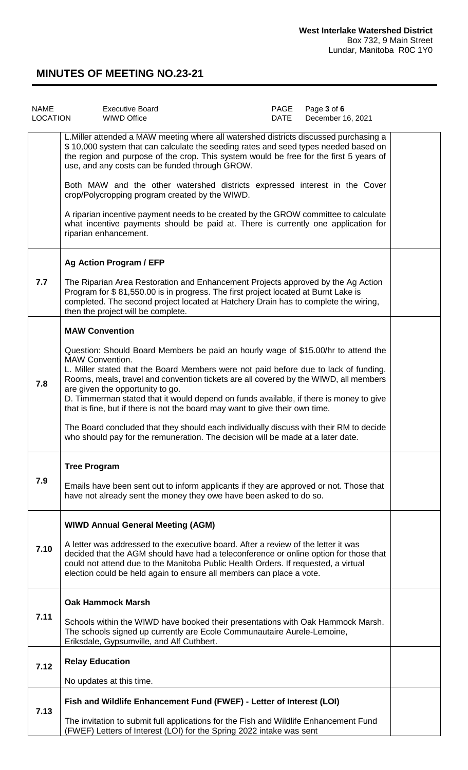| NAME | Executive Board | PAGE | Page 3 of 6 |
|---|---|---|---|
| LOCATION | WIWD Office | DATE | December 16, 2021 |

| | | |
|---|---|---|
| | L.Miller attended a MAW meeting where all watershed districts discussed purchasing a $ 10,000 system that can calculate the seeding rates and seed types needed based on the region and purpose of the crop. This system would be free for the first 5 years of use, and any costs can be funded through GROW.<br><br>Both MAW and the other watershed districts expressed interest in the Cover crop/Polycropping program created by the WIWD.<br><br>A riparian incentive payment needs to be created by the GROW committee to calculate what incentive payments should be paid at. There is currently one application for riparian enhancement. | |
| 7.7 | **Ag Action Program / EFP**<br><br>The Riparian Area Restoration and Enhancement Projects approved by the Ag Action Program for $ 81,550.00 is in progress. The first project located at Burnt Lake is completed. The second project located at Hatchery Drain has to complete the wiring, then the project will be complete. | |
| 7.8 | **MAW Convention**<br><br>Question: Should Board Members be paid an hourly wage of $15.00/hr to attend the MAW Convention.<br>L. Miller stated that the Board Members were not paid before due to lack of funding. Rooms, meals, travel and convention tickets are all covered by the WIWD, all members are given the opportunity to go.<br>D. Timmerman stated that it would depend on funds available, if there is money to give that is fine, but if there is not the board may want to give their own time.<br><br>The Board concluded that they should each individually discuss with their RM to decide who should pay for the remuneration. The decision will be made at a later date. | |
| 7.9 | **Tree Program**<br><br>Emails have been sent out to inform applicants if they are approved or not. Those that have not already sent the money they owe have been asked to do so. | |
| 7.10 | **WIWD Annual General Meeting (AGM)**<br><br>A letter was addressed to the executive board. After a review of the letter it was decided that the AGM should have had a teleconference or online option for those that could not attend due to the Manitoba Public Health Orders. If requested, a virtual election could be held again to ensure all members can place a vote. | |
| 7.11 | **Oak Hammock Marsh**<br><br>Schools within the WIWD have booked their presentations with Oak Hammock Marsh. The schools signed up currently are Ecole Communautaire Aurele-Lemoine, Eriksdale, Gypsumville, and Alf Cuthbert. | |
| 7.12 | **Relay Education**<br><br>No updates at this time. | |
| 7.13 | **Fish and Wildlife Enhancement Fund (FWEF) - Letter of Interest (LOI)**<br><br>The invitation to submit full applications for the Fish and Wildlife Enhancement Fund (FWEF) Letters of Interest (LOI) for the Spring 2022 intake was sent | |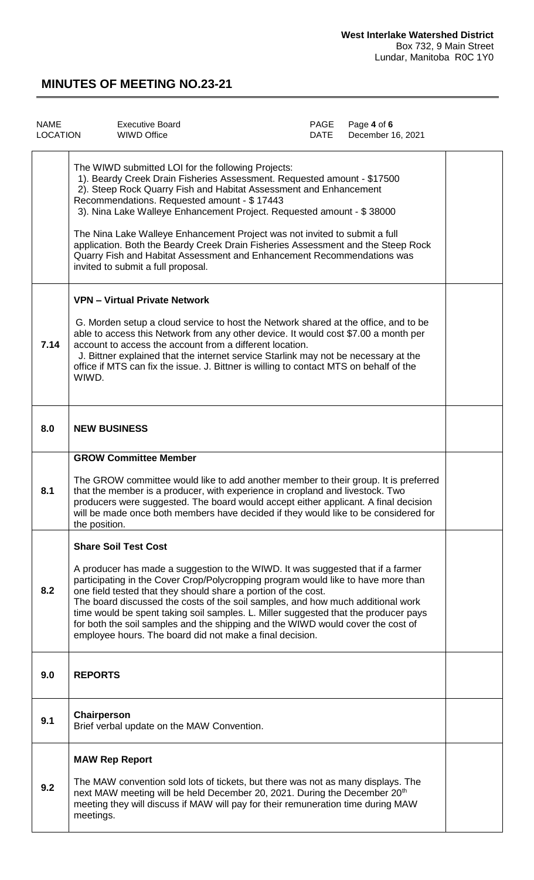# MINUTES OF MEETING NO.23-21

| NAME | Executive Board | PAGE | Page **4** of **6** |
|---|---|---|---|
| LOCATION | WIWD Office | DATE | December 16, 2021 |

| | | |
|---|---|---|
| | The WIWD submitted LOI for the following Projects:<br>1). Beardy Creek Drain Fisheries Assessment. Requested amount - $17500<br>2). Steep Rock Quarry Fish and Habitat Assessment and Enhancement Recommendations. Requested amount - $ 17443<br>3). Nina Lake Walleye Enhancement Project. Requested amount - $ 38000<br><br>The Nina Lake Walleye Enhancement Project was not invited to submit a full application. Both the Beardy Creek Drain Fisheries Assessment and the Steep Rock Quarry Fish and Habitat Assessment and Enhancement Recommendations was invited to submit a full proposal. | |
| 7.14 | **VPN – Virtual Private Network**<br><br>G. Morden setup a cloud service to host the Network shared at the office, and to be able to access this Network from any other device. It would cost $7.00 a month per account to access the account from a different location.<br>J. Bittner explained that the internet service Starlink may not be necessary at the office if MTS can fix the issue. J. Bittner is willing to contact MTS on behalf of the WIWD. | |
| 8.0 | **NEW BUSINESS** | |
| 8.1 | **GROW Committee Member**<br><br>The GROW committee would like to add another member to their group. It is preferred that the member is a producer, with experience in cropland and livestock. Two producers were suggested. The board would accept either applicant. A final decision will be made once both members have decided if they would like to be considered for the position. | |
| 8.2 | **Share Soil Test Cost**<br><br>A producer has made a suggestion to the WIWD. It was suggested that if a farmer participating in the Cover Crop/Polycropping program would like to have more than one field tested that they should share a portion of the cost.<br>The board discussed the costs of the soil samples, and how much additional work time would be spent taking soil samples. L. Miller suggested that the producer pays for both the soil samples and the shipping and the WIWD would cover the cost of employee hours. The board did not make a final decision. | |
| 9.0 | **REPORTS** | |
| 9.1 | **Chairperson**<br>Brief verbal update on the MAW Convention. | |
| 9.2 | **MAW Rep Report**<br><br>The MAW convention sold lots of tickets, but there was not as many displays. The next MAW meeting will be held December 20, 2021. During the December 20th meeting they will discuss if MAW will pay for their remuneration time during MAW meetings. | |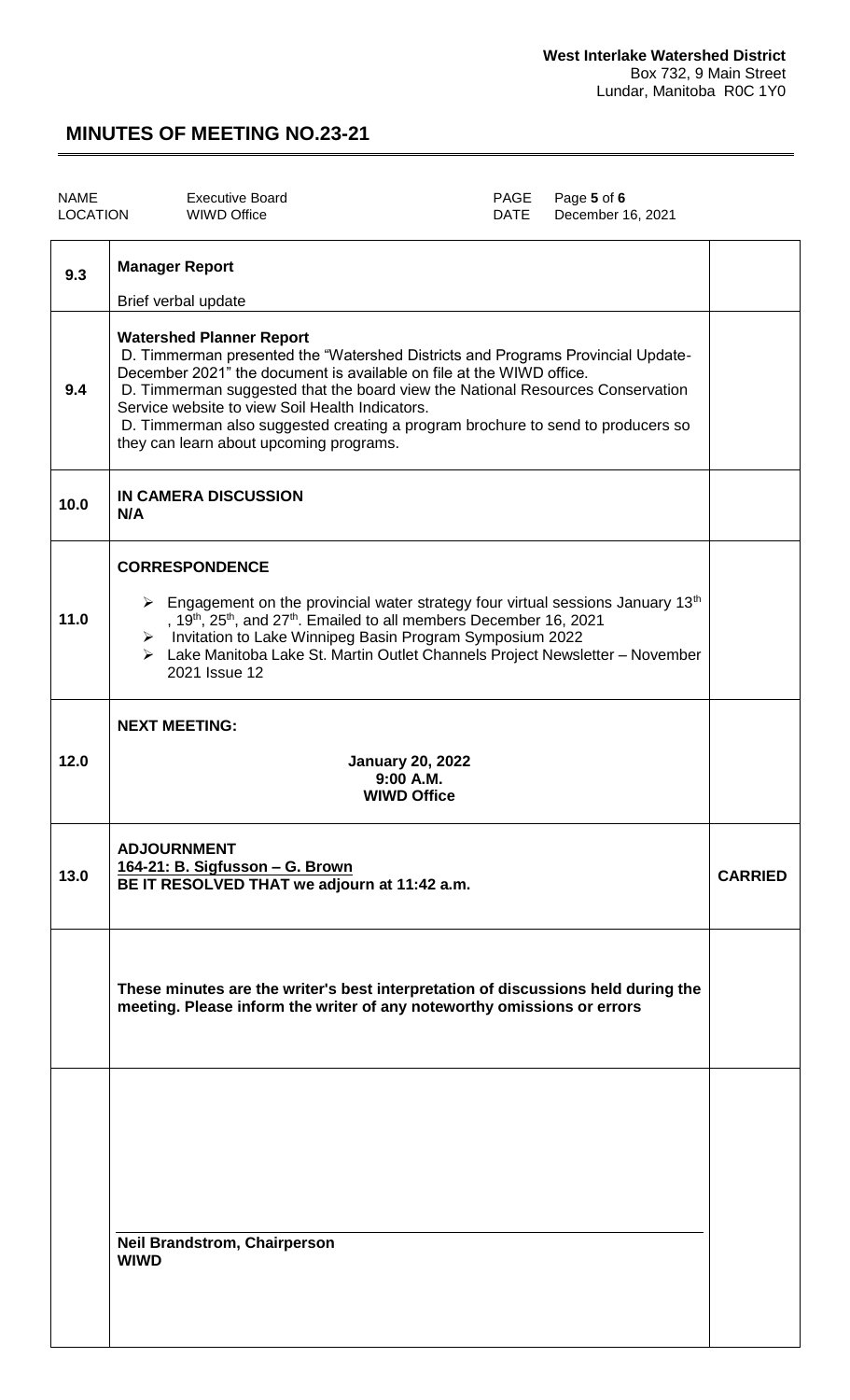**West Interlake Watershed District**
Box 732, 9 Main Street
Lundar, Manitoba R0C 1Y0

# MINUTES OF MEETING NO.23-21

| NAME | Executive Board | PAGE | Page **5** of **6** |
|---|---|---|---|
| LOCATION | WIWD Office | DATE | December 16, 2021 |

| | | |
|---|---|---|
| 9.3 | **Manager Report**<br><br>Brief verbal update | |
| 9.4 | **Watershed Planner Report**<br>D. Timmerman presented the "Watershed Districts and Programs Provincial Update-December 2021" the document is available on file at the WIWD office.<br>D. Timmerman suggested that the board view the National Resources Conservation Service website to view Soil Health Indicators.<br>D. Timmerman also suggested creating a program brochure to send to producers so they can learn about upcoming programs. | |
| 10.0 | **IN CAMERA DISCUSSION**<br>**N/A** | |
| 11.0 | **CORRESPONDENCE**<br><br>➢ Engagement on the provincial water strategy four virtual sessions January 13th, 19th, 25th, and 27th. Emailed to all members December 16, 2021<br>➢ Invitation to Lake Winnipeg Basin Program Symposium 2022<br>➢ Lake Manitoba Lake St. Martin Outlet Channels Project Newsletter – November 2021 Issue 12 | |
| 12.0 | **NEXT MEETING:**<br><br>**January 20, 2022**<br>**9:00 A.M.**<br>**WIWD Office** | |
| 13.0 | **ADJOURNMENT**<br>**164-21: B. Sigfusson – G. Brown**<br>**BE IT RESOLVED THAT we adjourn at 11:42 a.m.** | **CARRIED** |
| | **These minutes are the writer's best interpretation of discussions held during the meeting. Please inform the writer of any noteworthy omissions or errors** | |
| | **Neil Brandstrom, Chairperson**<br>**WIWD** | |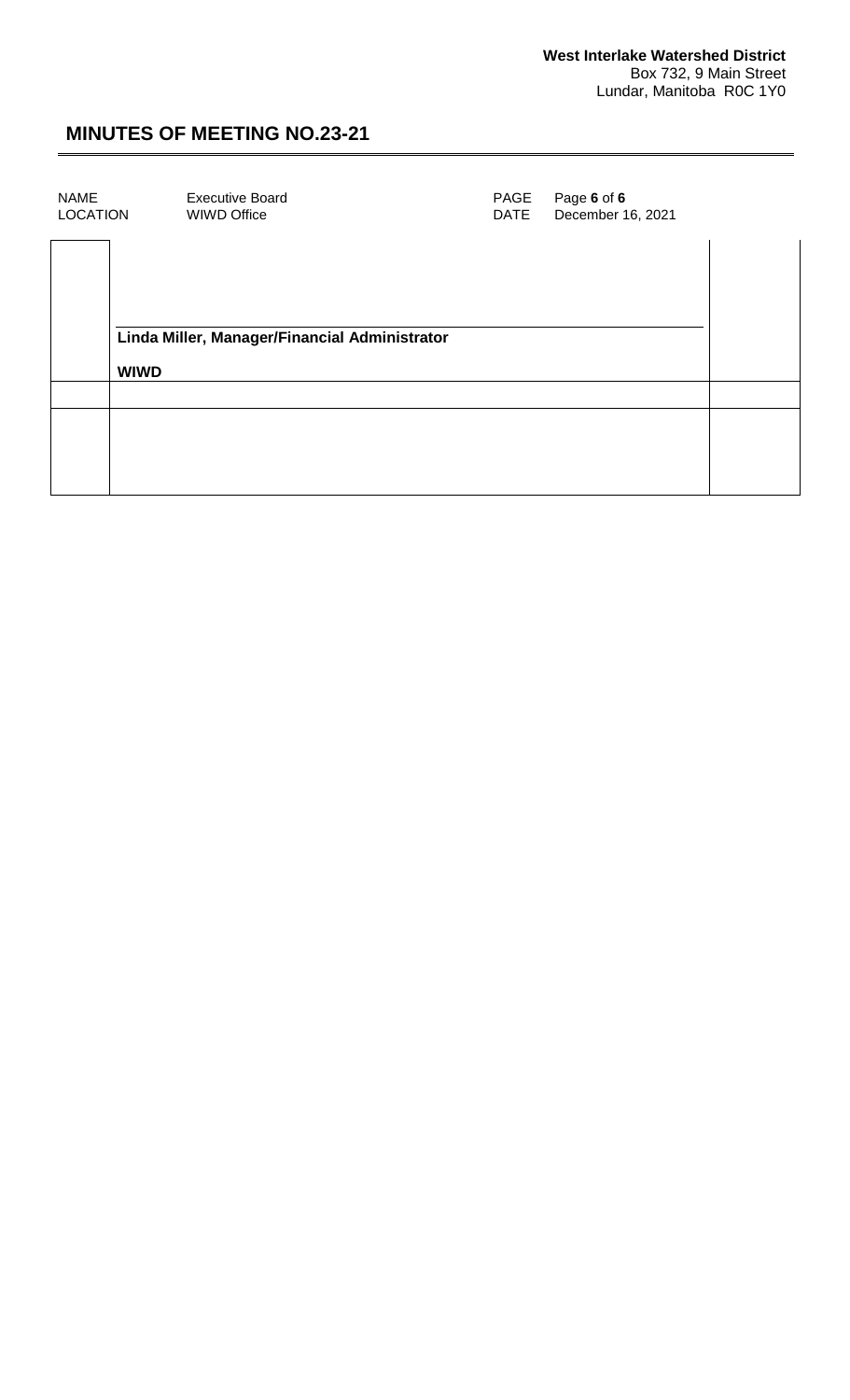**West Interlake Watershed District**
Box 732, 9 Main Street
Lundar, Manitoba R0C 1Y0

## MINUTES OF MEETING NO.23-21

NAME Executive Board
LOCATION WIWD Office
DATE December 16, 2021

| | | |
|---|---|---|
| | **Linda Miller, Manager/Financial Administrator**<br>**WIWD** | |
| | | |
| | | |